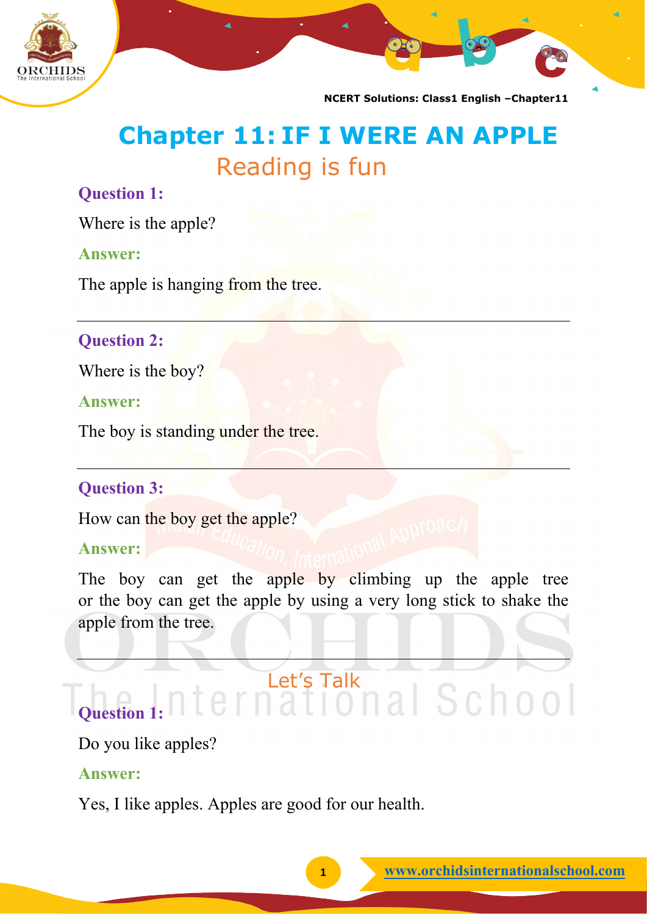# Chapter 11: IF I WERE AN APPLE

## Reading is fun

**Question 1:**

Where is the apple?

**Answer:**

The apple is hanging from the tree.

---

**Question 2:**

Where is the boy?

**Answer:**

The boy is standing under the tree.

---

**Question 3:**

How can the boy get the apple?

**Answer:**

The boy can get the apple by climbing up the apple tree or the boy can get the apple by using a very long stick to shake the apple from the tree.

---

## Let's Talk

**Question 1:**

Do you like apples?

**Answer:**

Yes, I like apples. Apples are good for our health.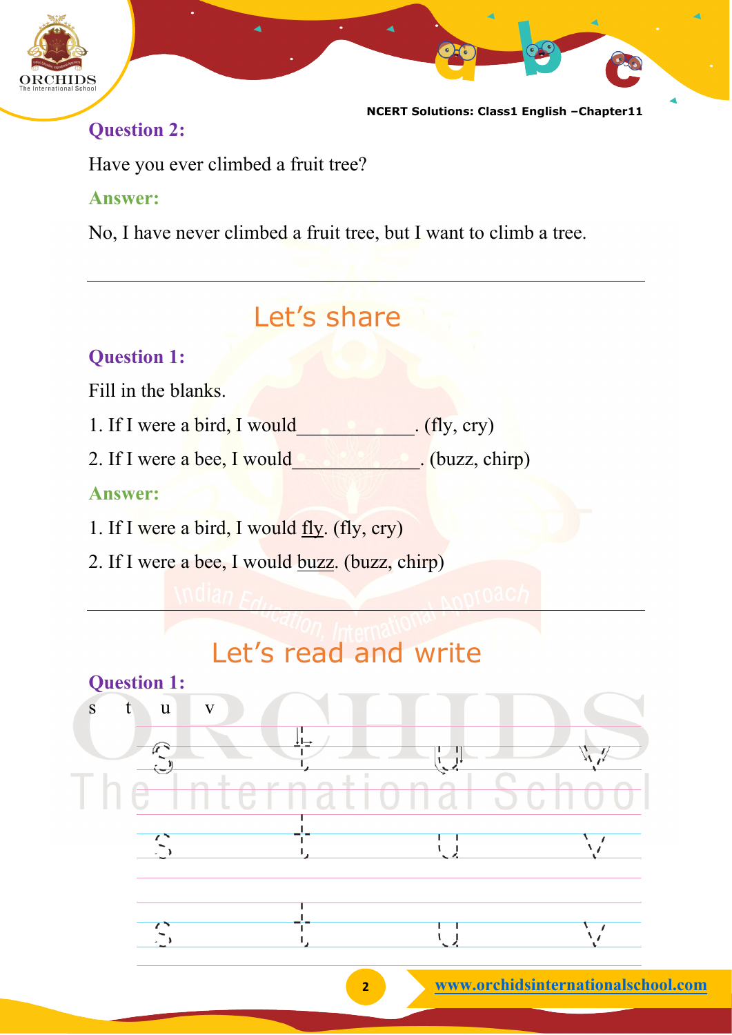**Question 2:**

Have you ever climbed a fruit tree?

**Answer:**

No, I have never climbed a fruit tree, but I want to climb a tree.

---

## Let's share

**Question 1:**

Fill in the blanks.

1. If I were a bird, I would____________. (fly, cry)
2. If I were a bee, I would_____________. (buzz, chirp)

**Answer:**

1. If I were a bird, I would fly. (fly, cry)
2. If I were a bee, I would buzz. (buzz, chirp)

---

## Let's read and write

**Question 1:**

s t u v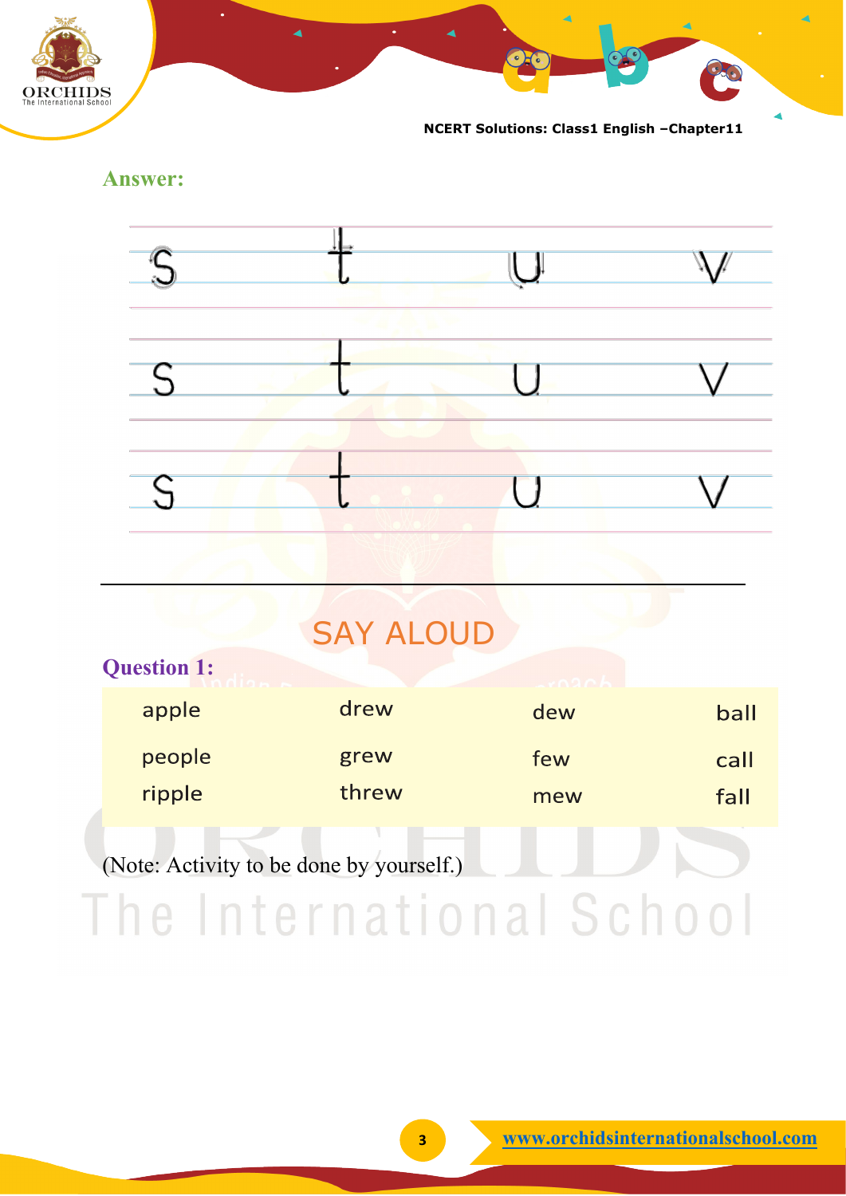**Answer:**

| s | t | u | v |
|---|---|---|---|
| s | t | u | v |
| s | t | u | v |

---

## SAY ALOUD

**Question 1:**

| apple | drew | dew | ball |
|---|---|---|---|
| people | grew | few | call |
| ripple | threw | mew | fall |

(Note: Activity to be done by yourself.)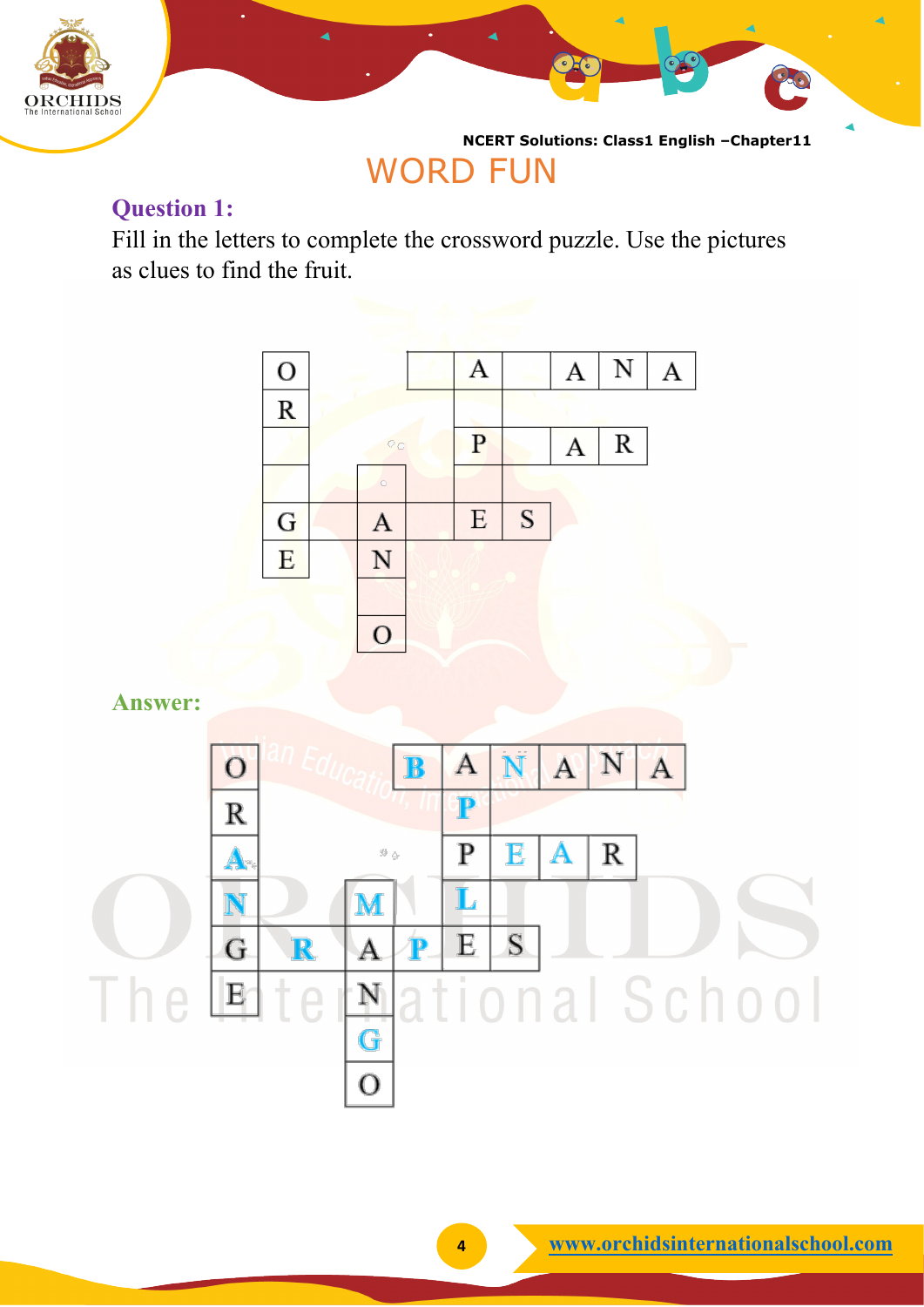# WORD FUN

**Question 1:**

Fill in the letters to complete the crossword puzzle. Use the pictures as clues to find the fruit.

| O | | | | A | | A | N | A |
|---|---|---|---|---|---|---|---|---|
| R | | | | | | | | |
| | | | | P | | A | R | |
| | | | | | | | | |
| G | | A | | E | S | | | |
| E | | N | | | | | | |
| | | | | | | | | |
| | | O | | | | | | |

**Answer:**

| O | | | B | A | N | A | N | A |
|---|---|---|---|---|---|---|---|---|
| R | | | | P | | | | |
| A | | | | P | E | A | R | |
| N | | M | | L | | | | |
| G | R | A | P | E | S | | | |
| E | | N | | | | | | |
| | | G | | | | | | |
| | | O | | | | | | |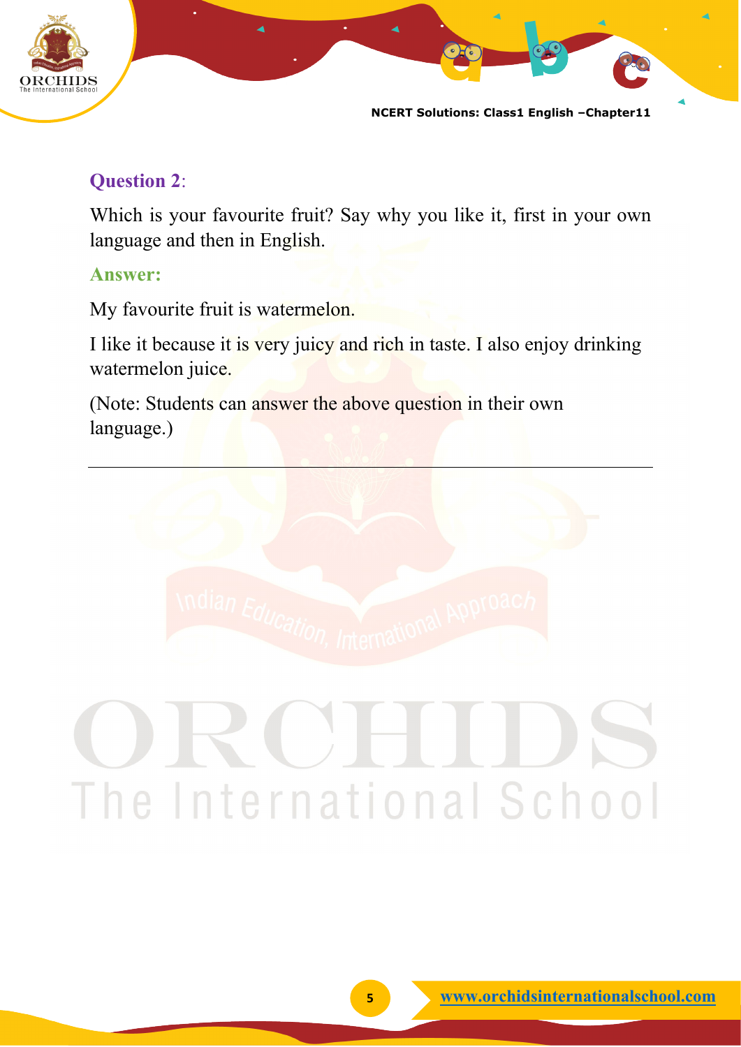**Question 2**:

Which is your favourite fruit? Say why you like it, first in your own language and then in English.

**Answer:**

My favourite fruit is watermelon.

I like it because it is very juicy and rich in taste. I also enjoy drinking watermelon juice.

(Note: Students can answer the above question in their own language.)

---